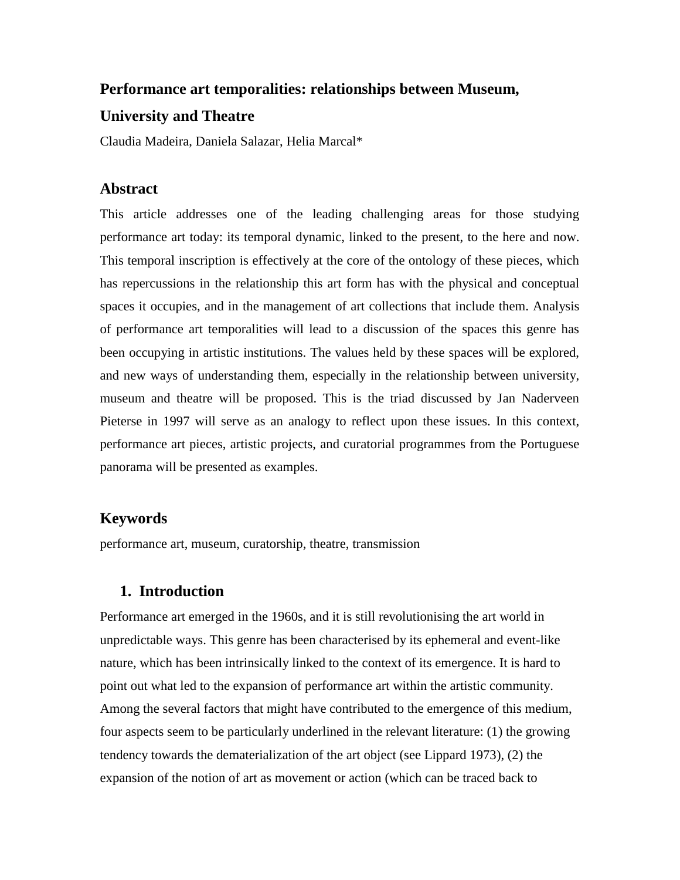# Performance art temporalities: relationships between Museum, University and Theatre

Claudia Madeira, Daniela Salazar, Helia Marcal*

## Abstract

This article addresses one of the leading challenging areas for those studying performance art today: its temporal dynamic, linked to the present, to the here and now. This temporal inscription is effectively at the core of the ontology of these pieces, which has repercussions in the relationship this art form has with the physical and conceptual spaces it occupies, and in the management of art collections that include them. Analysis of performance art temporalities will lead to a discussion of the spaces this genre has been occupying in artistic institutions. The values held by these spaces will be explored, and new ways of understanding them, especially in the relationship between university, museum and theatre will be proposed. This is the triad discussed by Jan Naderveen Pieterse in 1997 will serve as an analogy to reflect upon these issues. In this context, performance art pieces, artistic projects, and curatorial programmes from the Portuguese panorama will be presented as examples.

## Keywords

performance art, museum, curatorship, theatre, transmission

## 1. Introduction

Performance art emerged in the 1960s, and it is still revolutionising the art world in unpredictable ways. This genre has been characterised by its ephemeral and event-like nature, which has been intrinsically linked to the context of its emergence. It is hard to point out what led to the expansion of performance art within the artistic community. Among the several factors that might have contributed to the emergence of this medium, four aspects seem to be particularly underlined in the relevant literature: (1) the growing tendency towards the dematerialization of the art object (see Lippard 1973), (2) the expansion of the notion of art as movement or action (which can be traced back to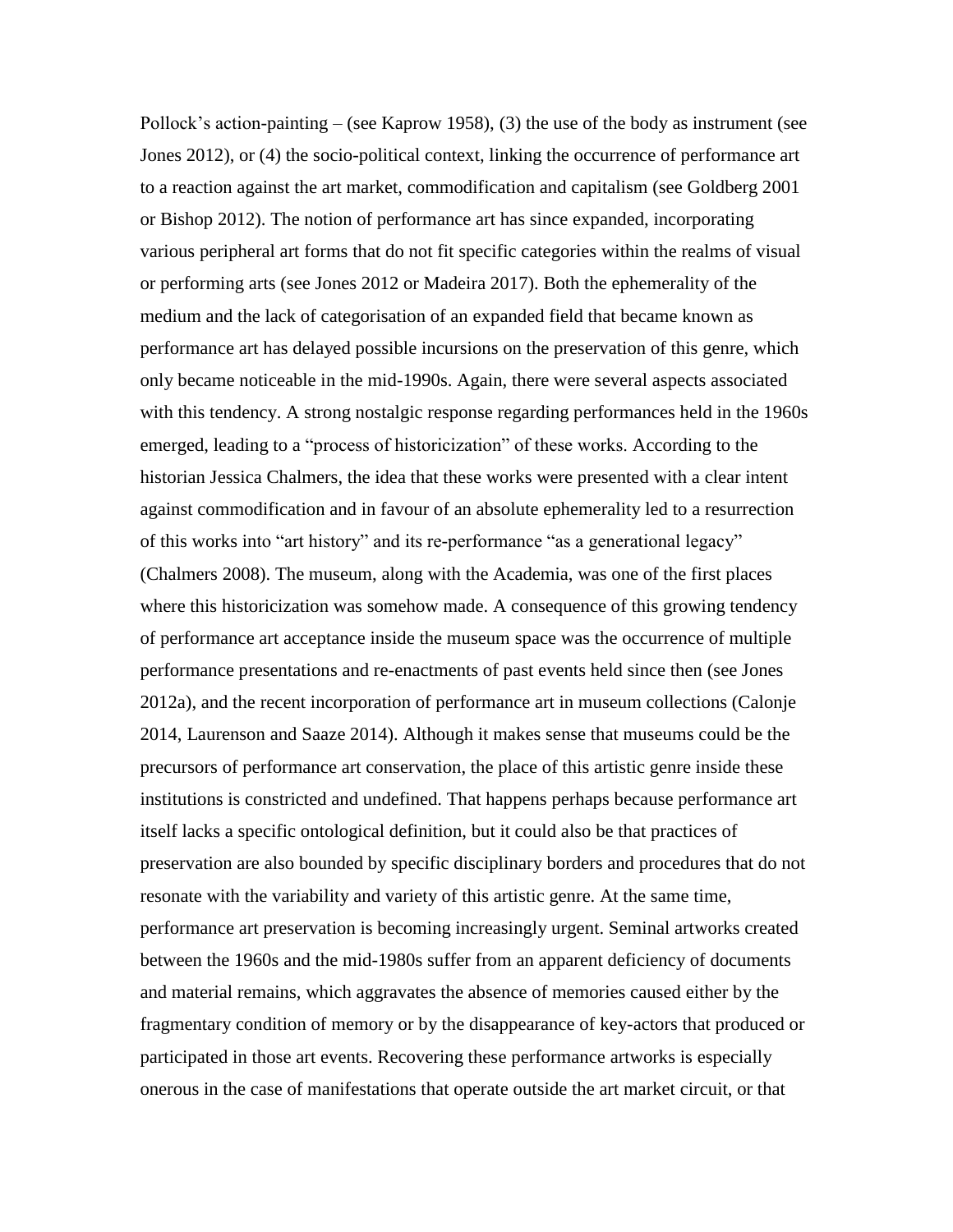Pollock's action-painting – (see Kaprow 1958), (3) the use of the body as instrument (see Jones 2012), or (4) the socio-political context, linking the occurrence of performance art to a reaction against the art market, commodification and capitalism (see Goldberg 2001 or Bishop 2012). The notion of performance art has since expanded, incorporating various peripheral art forms that do not fit specific categories within the realms of visual or performing arts (see Jones 2012 or Madeira 2017). Both the ephemerality of the medium and the lack of categorisation of an expanded field that became known as performance art has delayed possible incursions on the preservation of this genre, which only became noticeable in the mid-1990s. Again, there were several aspects associated with this tendency. A strong nostalgic response regarding performances held in the 1960s emerged, leading to a "process of historicization" of these works. According to the historian Jessica Chalmers, the idea that these works were presented with a clear intent against commodification and in favour of an absolute ephemerality led to a resurrection of this works into "art history" and its re-performance "as a generational legacy" (Chalmers 2008). The museum, along with the Academia, was one of the first places where this historicization was somehow made. A consequence of this growing tendency of performance art acceptance inside the museum space was the occurrence of multiple performance presentations and re-enactments of past events held since then (see Jones 2012a), and the recent incorporation of performance art in museum collections (Calonje 2014, Laurenson and Saaze 2014). Although it makes sense that museums could be the precursors of performance art conservation, the place of this artistic genre inside these institutions is constricted and undefined. That happens perhaps because performance art itself lacks a specific ontological definition, but it could also be that practices of preservation are also bounded by specific disciplinary borders and procedures that do not resonate with the variability and variety of this artistic genre. At the same time, performance art preservation is becoming increasingly urgent. Seminal artworks created between the 1960s and the mid-1980s suffer from an apparent deficiency of documents and material remains, which aggravates the absence of memories caused either by the fragmentary condition of memory or by the disappearance of key-actors that produced or participated in those art events. Recovering these performance artworks is especially onerous in the case of manifestations that operate outside the art market circuit, or that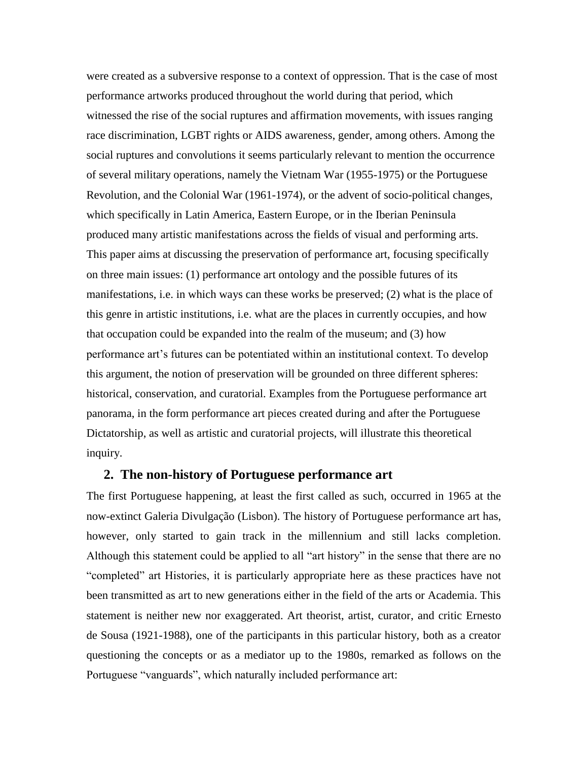were created as a subversive response to a context of oppression. That is the case of most performance artworks produced throughout the world during that period, which witnessed the rise of the social ruptures and affirmation movements, with issues ranging race discrimination, LGBT rights or AIDS awareness, gender, among others. Among the social ruptures and convolutions it seems particularly relevant to mention the occurrence of several military operations, namely the Vietnam War (1955-1975) or the Portuguese Revolution, and the Colonial War (1961-1974), or the advent of socio-political changes, which specifically in Latin America, Eastern Europe, or in the Iberian Peninsula produced many artistic manifestations across the fields of visual and performing arts. This paper aims at discussing the preservation of performance art, focusing specifically on three main issues: (1) performance art ontology and the possible futures of its manifestations, i.e. in which ways can these works be preserved; (2) what is the place of this genre in artistic institutions, i.e. what are the places in currently occupies, and how that occupation could be expanded into the realm of the museum; and (3) how performance art's futures can be potentiated within an institutional context. To develop this argument, the notion of preservation will be grounded on three different spheres: historical, conservation, and curatorial. Examples from the Portuguese performance art panorama, in the form performance art pieces created during and after the Portuguese Dictatorship, as well as artistic and curatorial projects, will illustrate this theoretical inquiry.

## 2. The non-history of Portuguese performance art

The first Portuguese happening, at least the first called as such, occurred in 1965 at the now-extinct Galeria Divulgação (Lisbon). The history of Portuguese performance art has, however, only started to gain track in the millennium and still lacks completion. Although this statement could be applied to all "art history" in the sense that there are no "completed" art Histories, it is particularly appropriate here as these practices have not been transmitted as art to new generations either in the field of the arts or Academia. This statement is neither new nor exaggerated. Art theorist, artist, curator, and critic Ernesto de Sousa (1921-1988), one of the participants in this particular history, both as a creator questioning the concepts or as a mediator up to the 1980s, remarked as follows on the Portuguese "vanguards", which naturally included performance art: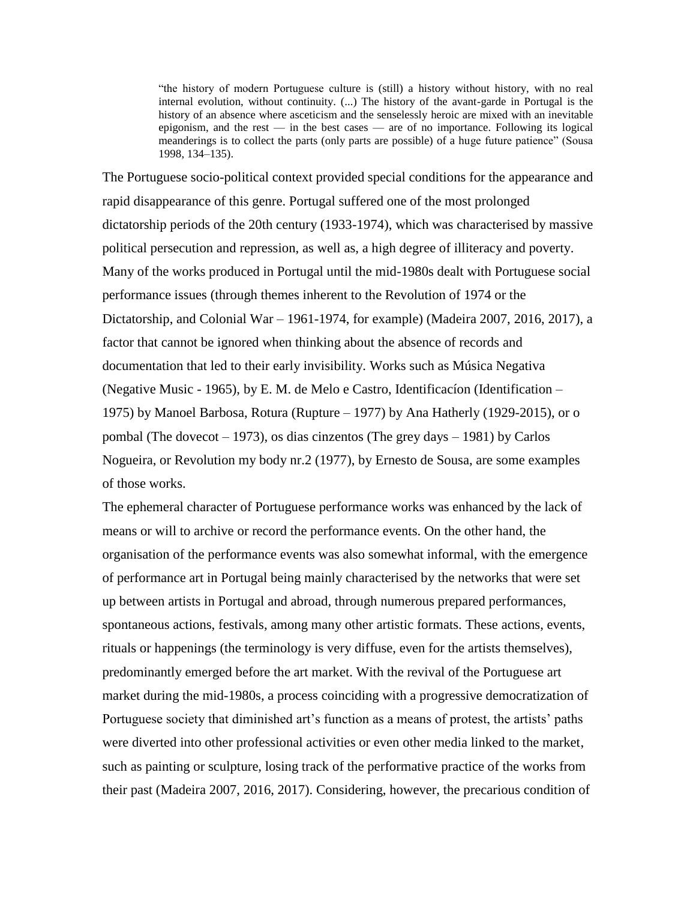> “the history of modern Portuguese culture is (still) a history without history, with no real internal evolution, without continuity. (...) The history of the avant-garde in Portugal is the history of an absence where asceticism and the senselessly heroic are mixed with an inevitable epigonism, and the rest — in the best cases — are of no importance. Following its logical meanderings is to collect the parts (only parts are possible) of a huge future patience” (Sousa 1998, 134–135).

The Portuguese socio-political context provided special conditions for the appearance and rapid disappearance of this genre. Portugal suffered one of the most prolonged dictatorship periods of the 20th century (1933-1974), which was characterised by massive political persecution and repression, as well as, a high degree of illiteracy and poverty. Many of the works produced in Portugal until the mid-1980s dealt with Portuguese social performance issues (through themes inherent to the Revolution of 1974 or the Dictatorship, and Colonial War – 1961-1974, for example) (Madeira 2007, 2016, 2017), a factor that cannot be ignored when thinking about the absence of records and documentation that led to their early invisibility. Works such as Música Negativa (Negative Music - 1965), by E. M. de Melo e Castro, Identificacíon (Identification – 1975) by Manoel Barbosa, Rotura (Rupture – 1977) by Ana Hatherly (1929-2015), or o pombal (The dovecot – 1973), os dias cinzentos (The grey days – 1981) by Carlos Nogueira, or Revolution my body nr.2 (1977), by Ernesto de Sousa, are some examples of those works.

The ephemeral character of Portuguese performance works was enhanced by the lack of means or will to archive or record the performance events. On the other hand, the organisation of the performance events was also somewhat informal, with the emergence of performance art in Portugal being mainly characterised by the networks that were set up between artists in Portugal and abroad, through numerous prepared performances, spontaneous actions, festivals, among many other artistic formats. These actions, events, rituals or happenings (the terminology is very diffuse, even for the artists themselves), predominantly emerged before the art market. With the revival of the Portuguese art market during the mid-1980s, a process coinciding with a progressive democratization of Portuguese society that diminished art’s function as a means of protest, the artists’ paths were diverted into other professional activities or even other media linked to the market, such as painting or sculpture, losing track of the performative practice of the works from their past (Madeira 2007, 2016, 2017). Considering, however, the precarious condition of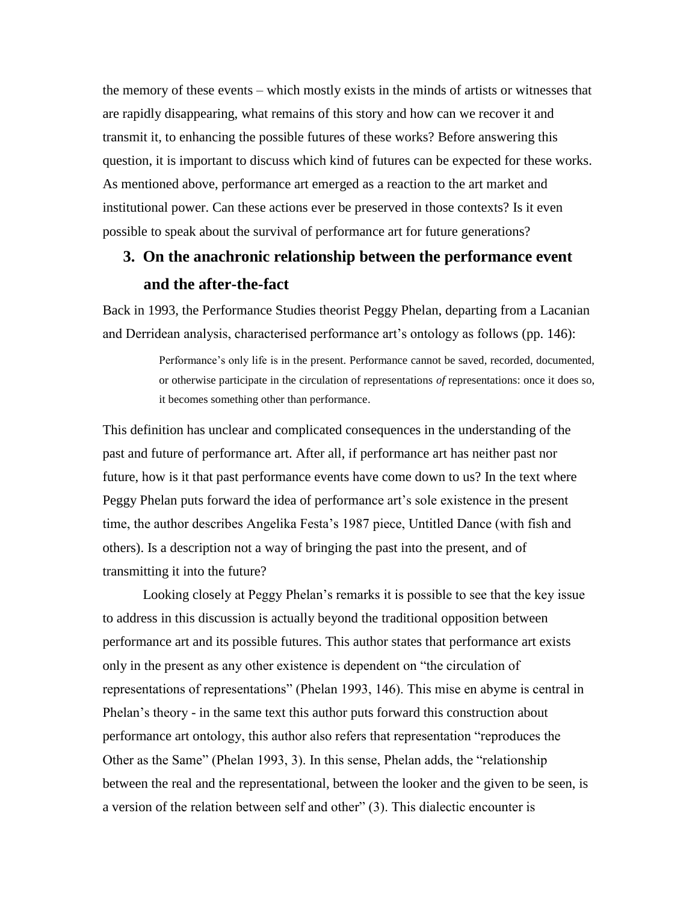the memory of these events – which mostly exists in the minds of artists or witnesses that are rapidly disappearing, what remains of this story and how can we recover it and transmit it, to enhancing the possible futures of these works? Before answering this question, it is important to discuss which kind of futures can be expected for these works. As mentioned above, performance art emerged as a reaction to the art market and institutional power. Can these actions ever be preserved in those contexts? Is it even possible to speak about the survival of performance art for future generations?

## 3. On the anachronic relationship between the performance event and the after-the-fact

Back in 1993, the Performance Studies theorist Peggy Phelan, departing from a Lacanian and Derridean analysis, characterised performance art's ontology as follows (pp. 146):

> Performance's only life is in the present. Performance cannot be saved, recorded, documented, or otherwise participate in the circulation of representations *of* representations: once it does so, it becomes something other than performance.

This definition has unclear and complicated consequences in the understanding of the past and future of performance art. After all, if performance art has neither past nor future, how is it that past performance events have come down to us? In the text where Peggy Phelan puts forward the idea of performance art's sole existence in the present time, the author describes Angelika Festa's 1987 piece, Untitled Dance (with fish and others). Is a description not a way of bringing the past into the present, and of transmitting it into the future?

Looking closely at Peggy Phelan's remarks it is possible to see that the key issue to address in this discussion is actually beyond the traditional opposition between performance art and its possible futures. This author states that performance art exists only in the present as any other existence is dependent on "the circulation of representations of representations" (Phelan 1993, 146). This mise en abyme is central in Phelan's theory - in the same text this author puts forward this construction about performance art ontology, this author also refers that representation "reproduces the Other as the Same" (Phelan 1993, 3). In this sense, Phelan adds, the "relationship between the real and the representational, between the looker and the given to be seen, is a version of the relation between self and other" (3). This dialectic encounter is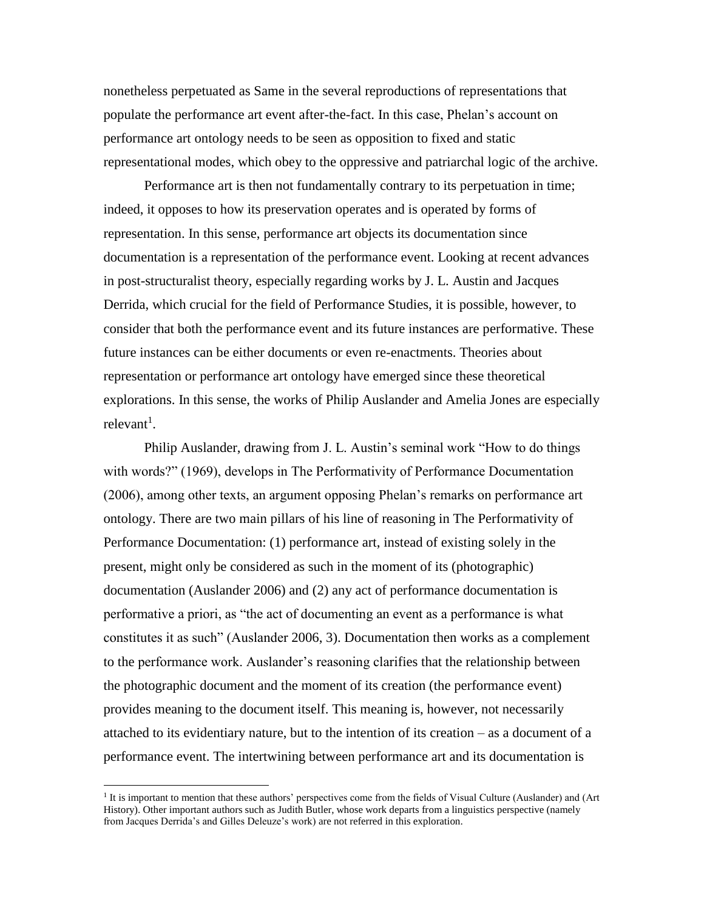nonetheless perpetuated as Same in the several reproductions of representations that populate the performance art event after-the-fact. In this case, Phelan's account on performance art ontology needs to be seen as opposition to fixed and static representational modes, which obey to the oppressive and patriarchal logic of the archive.

Performance art is then not fundamentally contrary to its perpetuation in time; indeed, it opposes to how its preservation operates and is operated by forms of representation. In this sense, performance art objects its documentation since documentation is a representation of the performance event. Looking at recent advances in post-structuralist theory, especially regarding works by J. L. Austin and Jacques Derrida, which crucial for the field of Performance Studies, it is possible, however, to consider that both the performance event and its future instances are performative. These future instances can be either documents or even re-enactments. Theories about representation or performance art ontology have emerged since these theoretical explorations. In this sense, the works of Philip Auslander and Amelia Jones are especially relevant[1].

Philip Auslander, drawing from J. L. Austin's seminal work "How to do things with words?" (1969), develops in The Performativity of Performance Documentation (2006), among other texts, an argument opposing Phelan's remarks on performance art ontology. There are two main pillars of his line of reasoning in The Performativity of Performance Documentation: (1) performance art, instead of existing solely in the present, might only be considered as such in the moment of its (photographic) documentation (Auslander 2006) and (2) any act of performance documentation is performative a priori, as "the act of documenting an event as a performance is what constitutes it as such" (Auslander 2006, 3). Documentation then works as a complement to the performance work. Auslander's reasoning clarifies that the relationship between the photographic document and the moment of its creation (the performance event) provides meaning to the document itself. This meaning is, however, not necessarily attached to its evidentiary nature, but to the intention of its creation – as a document of a performance event. The intertwining between performance art and its documentation is

[1] It is important to mention that these authors' perspectives come from the fields of Visual Culture (Auslander) and (Art History). Other important authors such as Judith Butler, whose work departs from a linguistics perspective (namely from Jacques Derrida's and Gilles Deleuze's work) are not referred in this exploration.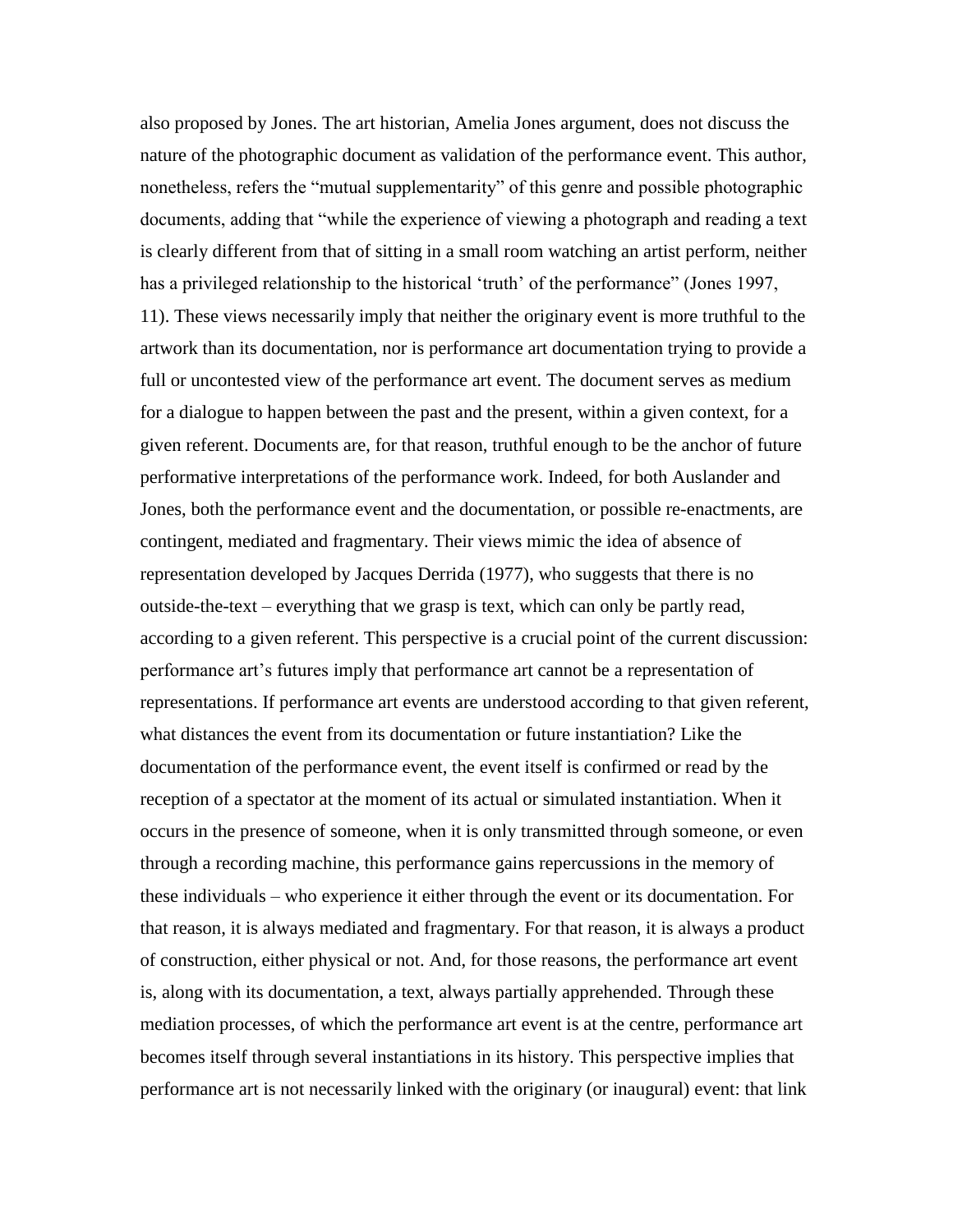also proposed by Jones. The art historian, Amelia Jones argument, does not discuss the nature of the photographic document as validation of the performance event. This author, nonetheless, refers the "mutual supplementarity" of this genre and possible photographic documents, adding that "while the experience of viewing a photograph and reading a text is clearly different from that of sitting in a small room watching an artist perform, neither has a privileged relationship to the historical 'truth' of the performance" (Jones 1997, 11). These views necessarily imply that neither the originary event is more truthful to the artwork than its documentation, nor is performance art documentation trying to provide a full or uncontested view of the performance art event. The document serves as medium for a dialogue to happen between the past and the present, within a given context, for a given referent. Documents are, for that reason, truthful enough to be the anchor of future performative interpretations of the performance work. Indeed, for both Auslander and Jones, both the performance event and the documentation, or possible re-enactments, are contingent, mediated and fragmentary. Their views mimic the idea of absence of representation developed by Jacques Derrida (1977), who suggests that there is no outside-the-text – everything that we grasp is text, which can only be partly read, according to a given referent. This perspective is a crucial point of the current discussion: performance art's futures imply that performance art cannot be a representation of representations. If performance art events are understood according to that given referent, what distances the event from its documentation or future instantiation? Like the documentation of the performance event, the event itself is confirmed or read by the reception of a spectator at the moment of its actual or simulated instantiation. When it occurs in the presence of someone, when it is only transmitted through someone, or even through a recording machine, this performance gains repercussions in the memory of these individuals – who experience it either through the event or its documentation. For that reason, it is always mediated and fragmentary. For that reason, it is always a product of construction, either physical or not. And, for those reasons, the performance art event is, along with its documentation, a text, always partially apprehended. Through these mediation processes, of which the performance art event is at the centre, performance art becomes itself through several instantiations in its history. This perspective implies that performance art is not necessarily linked with the originary (or inaugural) event: that link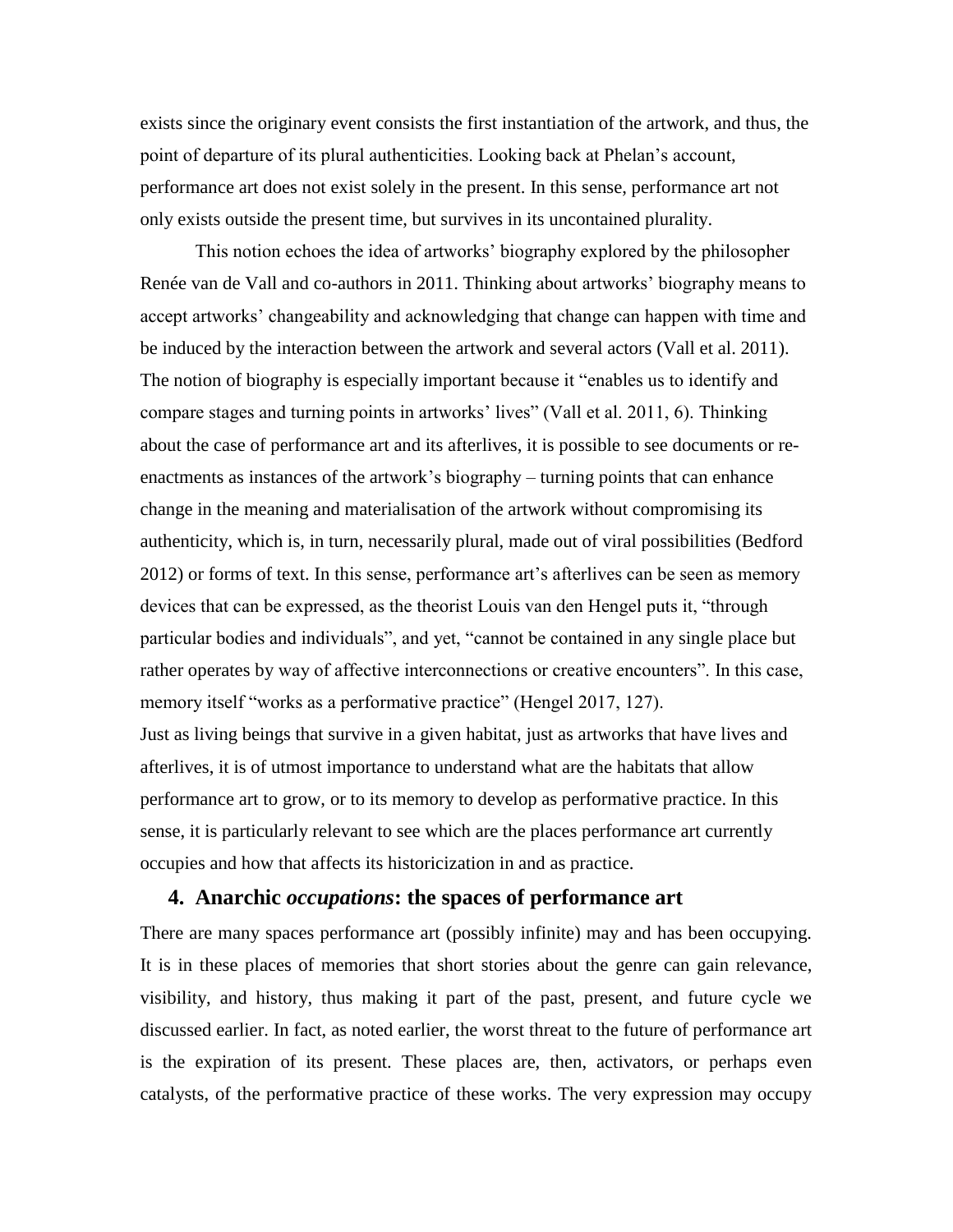exists since the originary event consists the first instantiation of the artwork, and thus, the point of departure of its plural authenticities. Looking back at Phelan's account, performance art does not exist solely in the present. In this sense, performance art not only exists outside the present time, but survives in its uncontained plurality.

This notion echoes the idea of artworks' biography explored by the philosopher Renée van de Vall and co-authors in 2011. Thinking about artworks' biography means to accept artworks' changeability and acknowledging that change can happen with time and be induced by the interaction between the artwork and several actors (Vall et al. 2011). The notion of biography is especially important because it "enables us to identify and compare stages and turning points in artworks' lives" (Vall et al. 2011, 6). Thinking about the case of performance art and its afterlives, it is possible to see documents or re-enactments as instances of the artwork's biography – turning points that can enhance change in the meaning and materialisation of the artwork without compromising its authenticity, which is, in turn, necessarily plural, made out of viral possibilities (Bedford 2012) or forms of text. In this sense, performance art's afterlives can be seen as memory devices that can be expressed, as the theorist Louis van den Hengel puts it, "through particular bodies and individuals", and yet, "cannot be contained in any single place but rather operates by way of affective interconnections or creative encounters". In this case, memory itself "works as a performative practice" (Hengel 2017, 127).

Just as living beings that survive in a given habitat, just as artworks that have lives and afterlives, it is of utmost importance to understand what are the habitats that allow performance art to grow, or to its memory to develop as performative practice. In this sense, it is particularly relevant to see which are the places performance art currently occupies and how that affects its historicization in and as practice.

## 4. Anarchic *occupations*: the spaces of performance art

There are many spaces performance art (possibly infinite) may and has been occupying. It is in these places of memories that short stories about the genre can gain relevance, visibility, and history, thus making it part of the past, present, and future cycle we discussed earlier. In fact, as noted earlier, the worst threat to the future of performance art is the expiration of its present. These places are, then, activators, or perhaps even catalysts, of the performative practice of these works. The very expression may occupy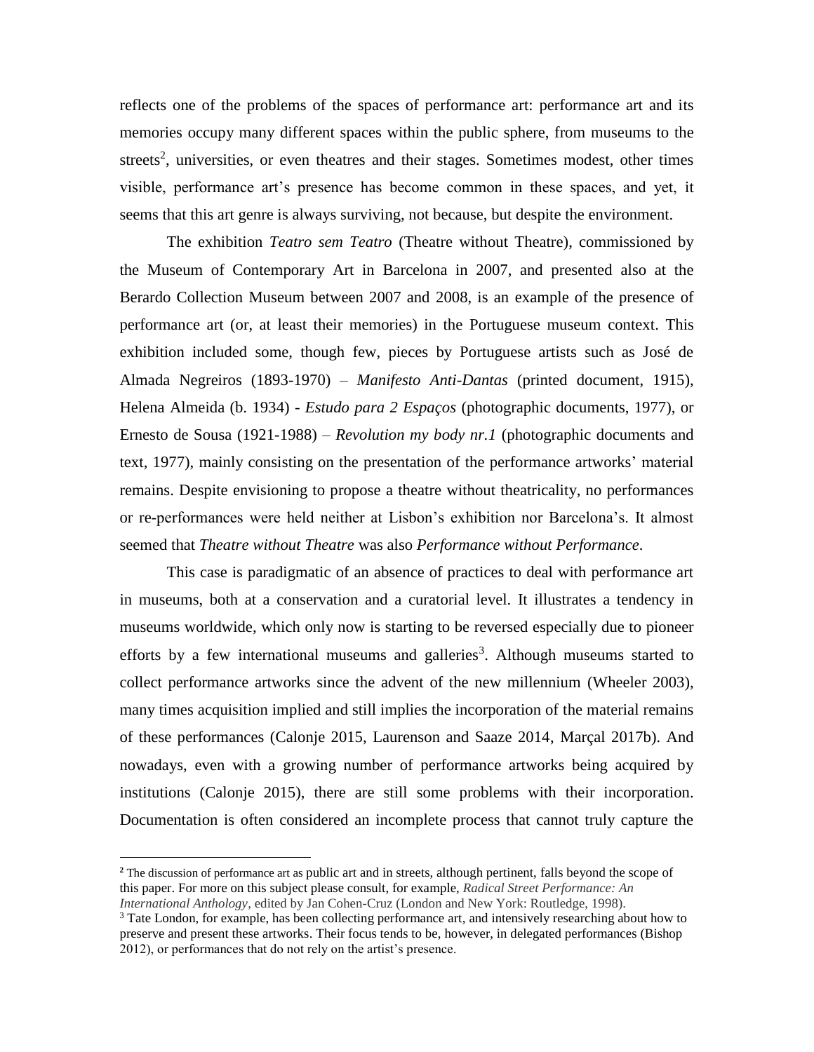reflects one of the problems of the spaces of performance art: performance art and its memories occupy many different spaces within the public sphere, from museums to the streets[2], universities, or even theatres and their stages. Sometimes modest, other times visible, performance art's presence has become common in these spaces, and yet, it seems that this art genre is always surviving, not because, but despite the environment.

The exhibition *Teatro sem Teatro* (Theatre without Theatre), commissioned by the Museum of Contemporary Art in Barcelona in 2007, and presented also at the Berardo Collection Museum between 2007 and 2008, is an example of the presence of performance art (or, at least their memories) in the Portuguese museum context. This exhibition included some, though few, pieces by Portuguese artists such as José de Almada Negreiros (1893-1970) – *Manifesto Anti-Dantas* (printed document, 1915), Helena Almeida (b. 1934) - *Estudo para 2 Espaços* (photographic documents, 1977), or Ernesto de Sousa (1921-1988) – *Revolution my body nr.1* (photographic documents and text, 1977), mainly consisting on the presentation of the performance artworks' material remains. Despite envisioning to propose a theatre without theatricality, no performances or re-performances were held neither at Lisbon's exhibition nor Barcelona's. It almost seemed that *Theatre without Theatre* was also *Performance without Performance*.

This case is paradigmatic of an absence of practices to deal with performance art in museums, both at a conservation and a curatorial level. It illustrates a tendency in museums worldwide, which only now is starting to be reversed especially due to pioneer efforts by a few international museums and galleries[3]. Although museums started to collect performance artworks since the advent of the new millennium (Wheeler 2003), many times acquisition implied and still implies the incorporation of the material remains of these performances (Calonje 2015, Laurenson and Saaze 2014, Marçal 2017b). And nowadays, even with a growing number of performance artworks being acquired by institutions (Calonje 2015), there are still some problems with their incorporation. Documentation is often considered an incomplete process that cannot truly capture the

---

[2] The discussion of performance art as public art and in streets, although pertinent, falls beyond the scope of this paper. For more on this subject please consult, for example, *Radical Street Performance: An International Anthology*, edited by Jan Cohen-Cruz (London and New York: Routledge, 1998).

[3] Tate London, for example, has been collecting performance art, and intensively researching about how to preserve and present these artworks. Their focus tends to be, however, in delegated performances (Bishop 2012), or performances that do not rely on the artist's presence.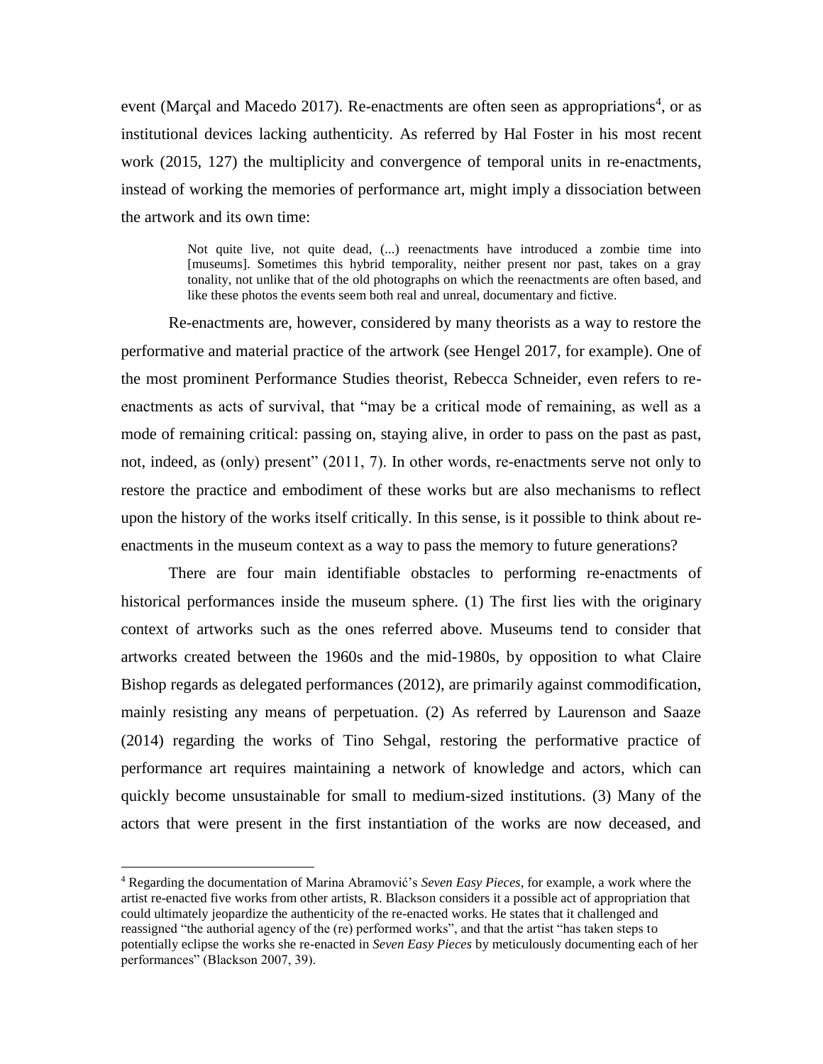event (Marçal and Macedo 2017). Re-enactments are often seen as appropriations[4], or as institutional devices lacking authenticity. As referred by Hal Foster in his most recent work (2015, 127) the multiplicity and convergence of temporal units in re-enactments, instead of working the memories of performance art, might imply a dissociation between the artwork and its own time:

> Not quite live, not quite dead, (...) reenactments have introduced a zombie time into [museums]. Sometimes this hybrid temporality, neither present nor past, takes on a gray tonality, not unlike that of the old photographs on which the reenactments are often based, and like these photos the events seem both real and unreal, documentary and fictive.

Re-enactments are, however, considered by many theorists as a way to restore the performative and material practice of the artwork (see Hengel 2017, for example). One of the most prominent Performance Studies theorist, Rebecca Schneider, even refers to re-enactments as acts of survival, that "may be a critical mode of remaining, as well as a mode of remaining critical: passing on, staying alive, in order to pass on the past as past, not, indeed, as (only) present" (2011, 7). In other words, re-enactments serve not only to restore the practice and embodiment of these works but are also mechanisms to reflect upon the history of the works itself critically. In this sense, is it possible to think about re-enactments in the museum context as a way to pass the memory to future generations?

There are four main identifiable obstacles to performing re-enactments of historical performances inside the museum sphere. (1) The first lies with the originary context of artworks such as the ones referred above. Museums tend to consider that artworks created between the 1960s and the mid-1980s, by opposition to what Claire Bishop regards as delegated performances (2012), are primarily against commodification, mainly resisting any means of perpetuation. (2) As referred by Laurenson and Saaze (2014) regarding the works of Tino Sehgal, restoring the performative practice of performance art requires maintaining a network of knowledge and actors, which can quickly become unsustainable for small to medium-sized institutions. (3) Many of the actors that were present in the first instantiation of the works are now deceased, and

[4] Regarding the documentation of Marina Abramović's *Seven Easy Pieces*, for example, a work where the artist re-enacted five works from other artists, R. Blackson considers it a possible act of appropriation that could ultimately jeopardize the authenticity of the re-enacted works. He states that it challenged and reassigned "the authorial agency of the (re) performed works", and that the artist "has taken steps to potentially eclipse the works she re-enacted in *Seven Easy Pieces* by meticulously documenting each of her performances" (Blackson 2007, 39).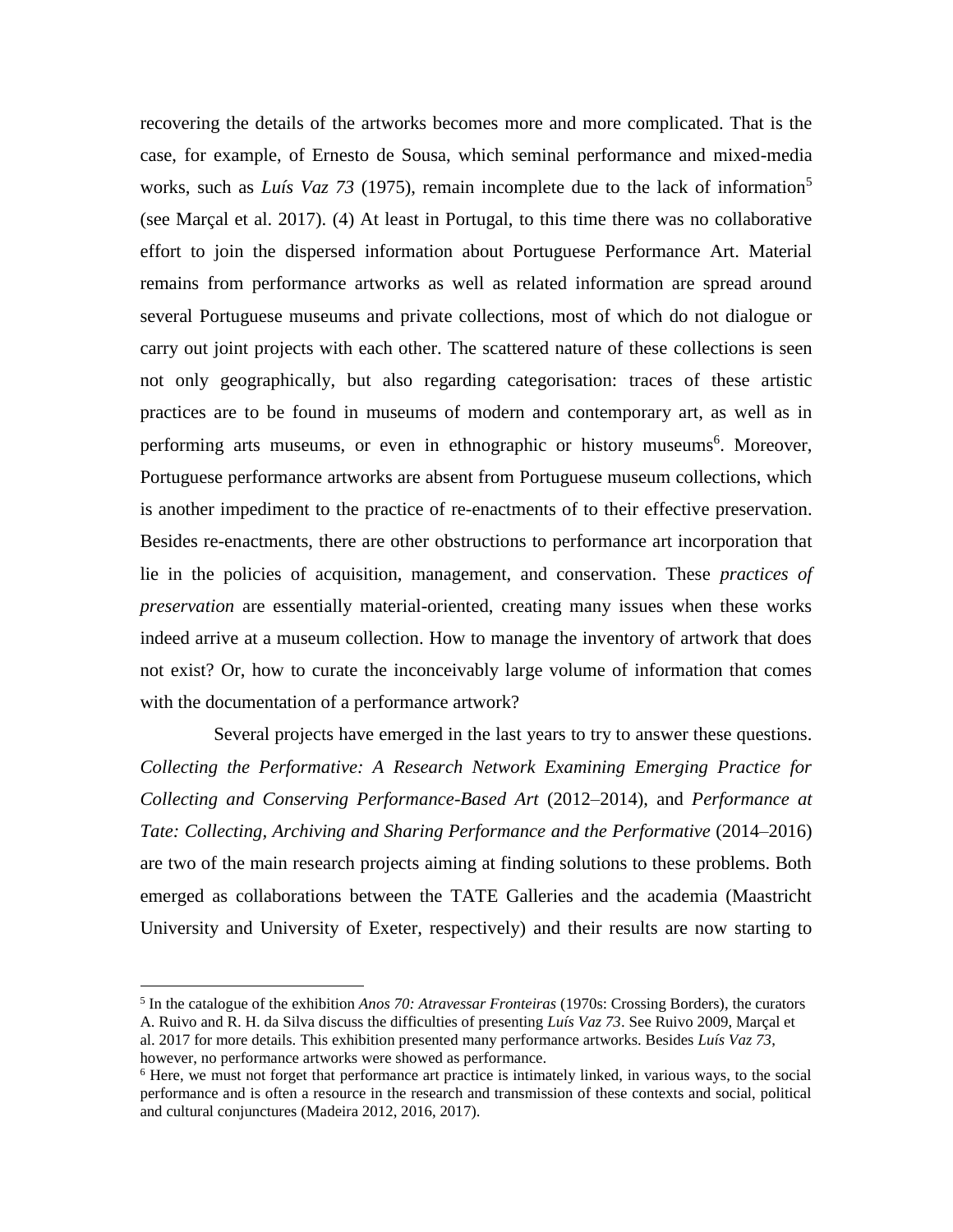recovering the details of the artworks becomes more and more complicated. That is the case, for example, of Ernesto de Sousa, which seminal performance and mixed-media works, such as *Luís Vaz 73* (1975), remain incomplete due to the lack of information[5] (see Marçal et al. 2017). (4) At least in Portugal, to this time there was no collaborative effort to join the dispersed information about Portuguese Performance Art. Material remains from performance artworks as well as related information are spread around several Portuguese museums and private collections, most of which do not dialogue or carry out joint projects with each other. The scattered nature of these collections is seen not only geographically, but also regarding categorisation: traces of these artistic practices are to be found in museums of modern and contemporary art, as well as in performing arts museums, or even in ethnographic or history museums[6]. Moreover, Portuguese performance artworks are absent from Portuguese museum collections, which is another impediment to the practice of re-enactments of to their effective preservation. Besides re-enactments, there are other obstructions to performance art incorporation that lie in the policies of acquisition, management, and conservation. These *practices of preservation* are essentially material-oriented, creating many issues when these works indeed arrive at a museum collection. How to manage the inventory of artwork that does not exist? Or, how to curate the inconceivably large volume of information that comes with the documentation of a performance artwork?

Several projects have emerged in the last years to try to answer these questions. *Collecting the Performative: A Research Network Examining Emerging Practice for Collecting and Conserving Performance-Based Art* (2012–2014), and *Performance at Tate: Collecting, Archiving and Sharing Performance and the Performative* (2014–2016) are two of the main research projects aiming at finding solutions to these problems. Both emerged as collaborations between the TATE Galleries and the academia (Maastricht University and University of Exeter, respectively) and their results are now starting to

[5] In the catalogue of the exhibition *Anos 70: Atravessar Fronteiras* (1970s: Crossing Borders), the curators A. Ruivo and R. H. da Silva discuss the difficulties of presenting *Luís Vaz 73*. See Ruivo 2009, Marçal et al. 2017 for more details. This exhibition presented many performance artworks. Besides *Luís Vaz 73*, however, no performance artworks were showed as performance.

[6] Here, we must not forget that performance art practice is intimately linked, in various ways, to the social performance and is often a resource in the research and transmission of these contexts and social, political and cultural conjunctures (Madeira 2012, 2016, 2017).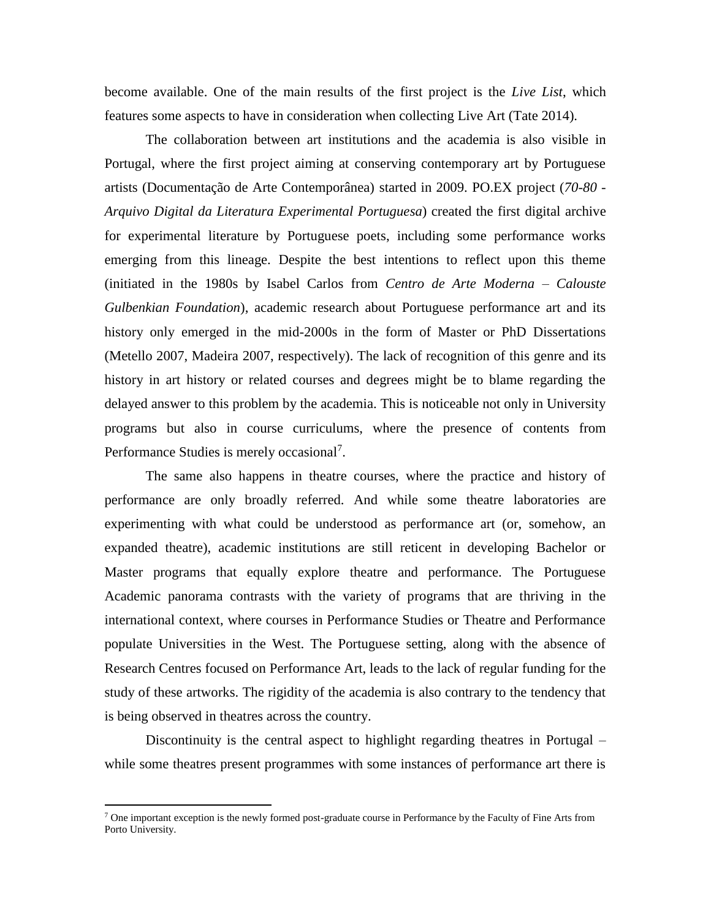become available. One of the main results of the first project is the *Live List*, which features some aspects to have in consideration when collecting Live Art (Tate 2014).

The collaboration between art institutions and the academia is also visible in Portugal, where the first project aiming at conserving contemporary art by Portuguese artists (Documentação de Arte Contemporânea) started in 2009. PO.EX project (*70-80 - Arquivo Digital da Literatura Experimental Portuguesa*) created the first digital archive for experimental literature by Portuguese poets, including some performance works emerging from this lineage. Despite the best intentions to reflect upon this theme (initiated in the 1980s by Isabel Carlos from *Centro de Arte Moderna – Calouste Gulbenkian Foundation*), academic research about Portuguese performance art and its history only emerged in the mid-2000s in the form of Master or PhD Dissertations (Metello 2007, Madeira 2007, respectively). The lack of recognition of this genre and its history in art history or related courses and degrees might be to blame regarding the delayed answer to this problem by the academia. This is noticeable not only in University programs but also in course curriculums, where the presence of contents from Performance Studies is merely occasional[7].

The same also happens in theatre courses, where the practice and history of performance are only broadly referred. And while some theatre laboratories are experimenting with what could be understood as performance art (or, somehow, an expanded theatre), academic institutions are still reticent in developing Bachelor or Master programs that equally explore theatre and performance. The Portuguese Academic panorama contrasts with the variety of programs that are thriving in the international context, where courses in Performance Studies or Theatre and Performance populate Universities in the West. The Portuguese setting, along with the absence of Research Centres focused on Performance Art, leads to the lack of regular funding for the study of these artworks. The rigidity of the academia is also contrary to the tendency that is being observed in theatres across the country.

Discontinuity is the central aspect to highlight regarding theatres in Portugal – while some theatres present programmes with some instances of performance art there is

[7] One important exception is the newly formed post-graduate course in Performance by the Faculty of Fine Arts from Porto University.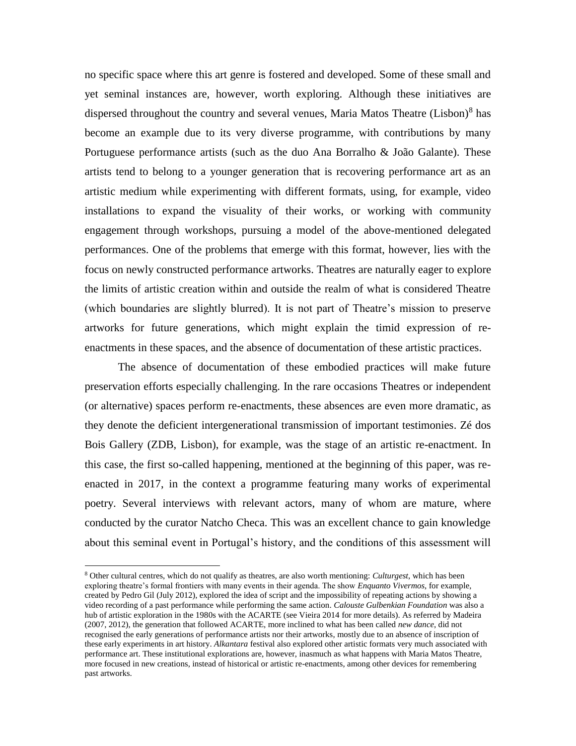no specific space where this art genre is fostered and developed. Some of these small and yet seminal instances are, however, worth exploring. Although these initiatives are dispersed throughout the country and several venues, Maria Matos Theatre (Lisbon)[8] has become an example due to its very diverse programme, with contributions by many Portuguese performance artists (such as the duo Ana Borralho & João Galante). These artists tend to belong to a younger generation that is recovering performance art as an artistic medium while experimenting with different formats, using, for example, video installations to expand the visuality of their works, or working with community engagement through workshops, pursuing a model of the above-mentioned delegated performances. One of the problems that emerge with this format, however, lies with the focus on newly constructed performance artworks. Theatres are naturally eager to explore the limits of artistic creation within and outside the realm of what is considered Theatre (which boundaries are slightly blurred). It is not part of Theatre's mission to preserve artworks for future generations, which might explain the timid expression of re-enactments in these spaces, and the absence of documentation of these artistic practices.

The absence of documentation of these embodied practices will make future preservation efforts especially challenging. In the rare occasions Theatres or independent (or alternative) spaces perform re-enactments, these absences are even more dramatic, as they denote the deficient intergenerational transmission of important testimonies. Zé dos Bois Gallery (ZDB, Lisbon), for example, was the stage of an artistic re-enactment. In this case, the first so-called happening, mentioned at the beginning of this paper, was re-enacted in 2017, in the context a programme featuring many works of experimental poetry. Several interviews with relevant actors, many of whom are mature, where conducted by the curator Natcho Checa. This was an excellent chance to gain knowledge about this seminal event in Portugal's history, and the conditions of this assessment will

---

[8] Other cultural centres, which do not qualify as theatres, are also worth mentioning: *Culturgest*, which has been exploring theatre's formal frontiers with many events in their agenda. The show *Enquanto Vivermos*, for example, created by Pedro Gil (July 2012), explored the idea of script and the impossibility of repeating actions by showing a video recording of a past performance while performing the same action. *Calouste Gulbenkian Foundation* was also a hub of artistic exploration in the 1980s with the ACARTE (see Vieira 2014 for more details). As referred by Madeira (2007, 2012), the generation that followed ACARTE, more inclined to what has been called *new dance*, did not recognised the early generations of performance artists nor their artworks, mostly due to an absence of inscription of these early experiments in art history. *Alkantara* festival also explored other artistic formats very much associated with performance art. These institutional explorations are, however, inasmuch as what happens with Maria Matos Theatre, more focused in new creations, instead of historical or artistic re-enactments, among other devices for remembering past artworks.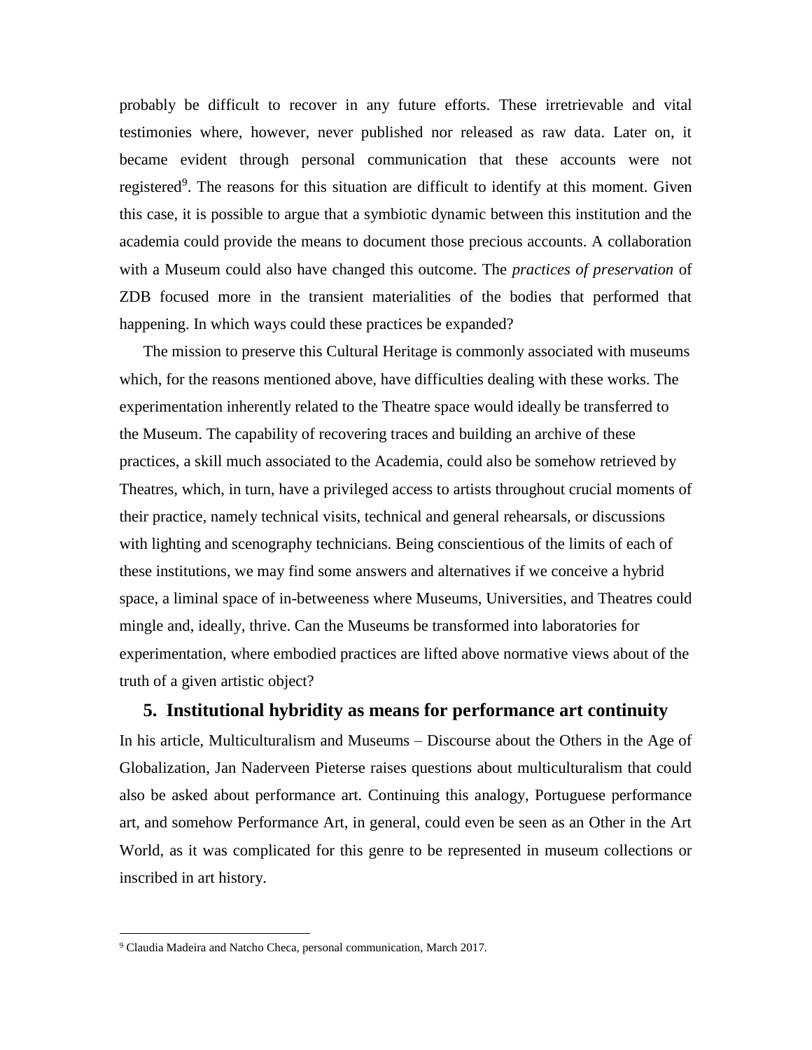probably be difficult to recover in any future efforts. These irretrievable and vital testimonies where, however, never published nor released as raw data. Later on, it became evident through personal communication that these accounts were not registered[9]. The reasons for this situation are difficult to identify at this moment. Given this case, it is possible to argue that a symbiotic dynamic between this institution and the academia could provide the means to document those precious accounts. A collaboration with a Museum could also have changed this outcome. The *practices of preservation* of ZDB focused more in the transient materialities of the bodies that performed that happening. In which ways could these practices be expanded?

The mission to preserve this Cultural Heritage is commonly associated with museums which, for the reasons mentioned above, have difficulties dealing with these works. The experimentation inherently related to the Theatre space would ideally be transferred to the Museum. The capability of recovering traces and building an archive of these practices, a skill much associated to the Academia, could also be somehow retrieved by Theatres, which, in turn, have a privileged access to artists throughout crucial moments of their practice, namely technical visits, technical and general rehearsals, or discussions with lighting and scenography technicians. Being conscientious of the limits of each of these institutions, we may find some answers and alternatives if we conceive a hybrid space, a liminal space of in-betweeness where Museums, Universities, and Theatres could mingle and, ideally, thrive. Can the Museums be transformed into laboratories for experimentation, where embodied practices are lifted above normative views about of the truth of a given artistic object?

## 5. Institutional hybridity as means for performance art continuity

In his article, Multiculturalism and Museums – Discourse about the Others in the Age of Globalization, Jan Naderveen Pieterse raises questions about multiculturalism that could also be asked about performance art. Continuing this analogy, Portuguese performance art, and somehow Performance Art, in general, could even be seen as an Other in the Art World, as it was complicated for this genre to be represented in museum collections or inscribed in art history.

[9] Claudia Madeira and Natcho Checa, personal communication, March 2017.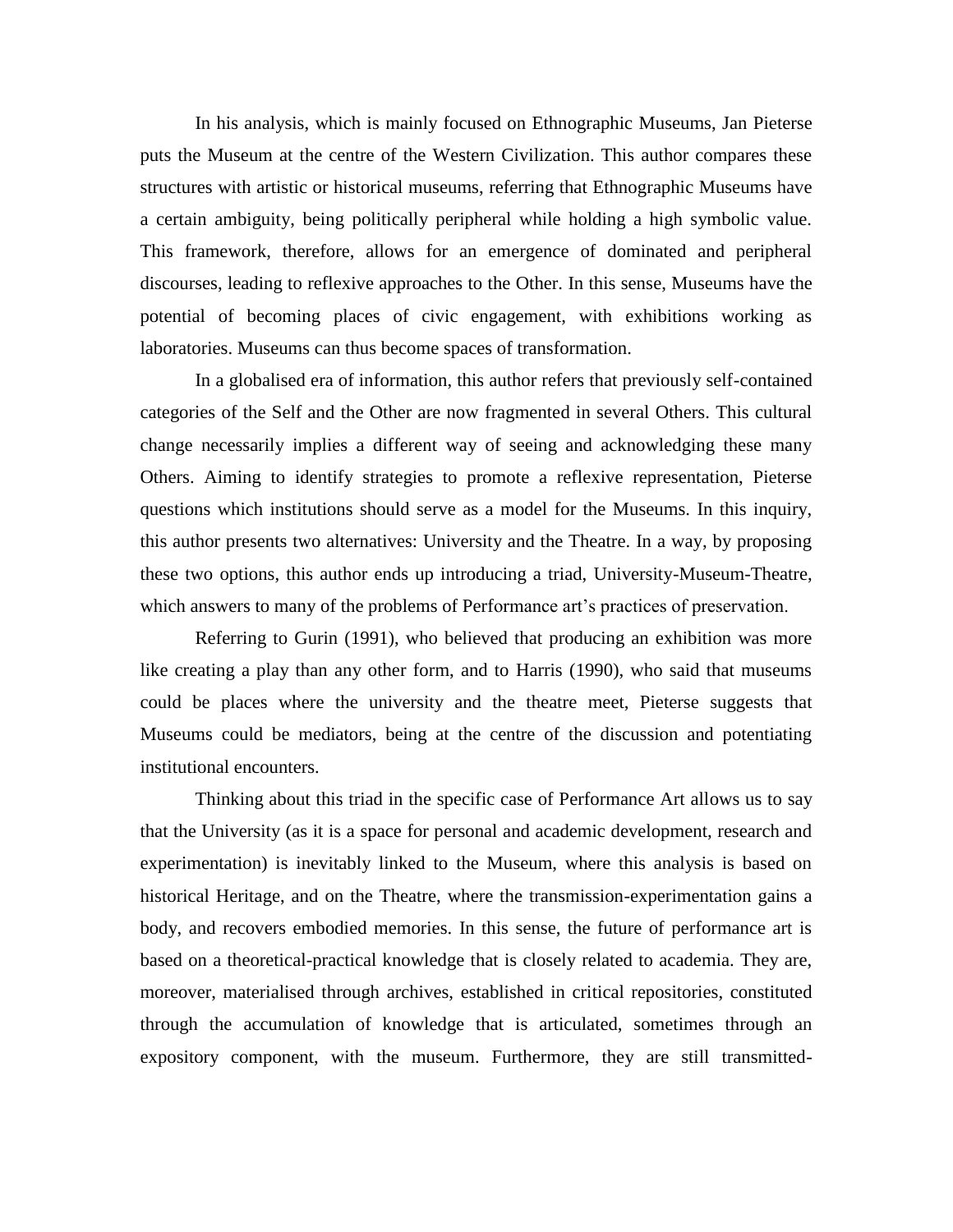In his analysis, which is mainly focused on Ethnographic Museums, Jan Pieterse puts the Museum at the centre of the Western Civilization. This author compares these structures with artistic or historical museums, referring that Ethnographic Museums have a certain ambiguity, being politically peripheral while holding a high symbolic value. This framework, therefore, allows for an emergence of dominated and peripheral discourses, leading to reflexive approaches to the Other. In this sense, Museums have the potential of becoming places of civic engagement, with exhibitions working as laboratories. Museums can thus become spaces of transformation.

In a globalised era of information, this author refers that previously self-contained categories of the Self and the Other are now fragmented in several Others. This cultural change necessarily implies a different way of seeing and acknowledging these many Others. Aiming to identify strategies to promote a reflexive representation, Pieterse questions which institutions should serve as a model for the Museums. In this inquiry, this author presents two alternatives: University and the Theatre. In a way, by proposing these two options, this author ends up introducing a triad, University-Museum-Theatre, which answers to many of the problems of Performance art's practices of preservation.

Referring to Gurin (1991), who believed that producing an exhibition was more like creating a play than any other form, and to Harris (1990), who said that museums could be places where the university and the theatre meet, Pieterse suggests that Museums could be mediators, being at the centre of the discussion and potentiating institutional encounters.

Thinking about this triad in the specific case of Performance Art allows us to say that the University (as it is a space for personal and academic development, research and experimentation) is inevitably linked to the Museum, where this analysis is based on historical Heritage, and on the Theatre, where the transmission-experimentation gains a body, and recovers embodied memories. In this sense, the future of performance art is based on a theoretical-practical knowledge that is closely related to academia. They are, moreover, materialised through archives, established in critical repositories, constituted through the accumulation of knowledge that is articulated, sometimes through an expository component, with the museum. Furthermore, they are still transmitted-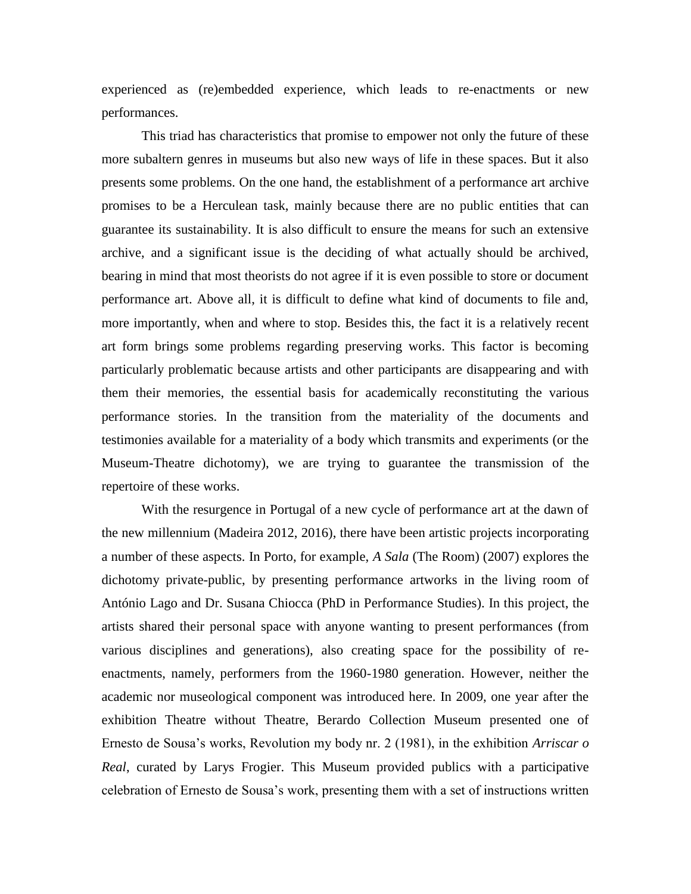experienced as (re)embedded experience, which leads to re-enactments or new performances.

This triad has characteristics that promise to empower not only the future of these more subaltern genres in museums but also new ways of life in these spaces. But it also presents some problems. On the one hand, the establishment of a performance art archive promises to be a Herculean task, mainly because there are no public entities that can guarantee its sustainability. It is also difficult to ensure the means for such an extensive archive, and a significant issue is the deciding of what actually should be archived, bearing in mind that most theorists do not agree if it is even possible to store or document performance art. Above all, it is difficult to define what kind of documents to file and, more importantly, when and where to stop. Besides this, the fact it is a relatively recent art form brings some problems regarding preserving works. This factor is becoming particularly problematic because artists and other participants are disappearing and with them their memories, the essential basis for academically reconstituting the various performance stories. In the transition from the materiality of the documents and testimonies available for a materiality of a body which transmits and experiments (or the Museum-Theatre dichotomy), we are trying to guarantee the transmission of the repertoire of these works.

With the resurgence in Portugal of a new cycle of performance art at the dawn of the new millennium (Madeira 2012, 2016), there have been artistic projects incorporating a number of these aspects. In Porto, for example, *A Sala* (The Room) (2007) explores the dichotomy private-public, by presenting performance artworks in the living room of António Lago and Dr. Susana Chiocca (PhD in Performance Studies). In this project, the artists shared their personal space with anyone wanting to present performances (from various disciplines and generations), also creating space for the possibility of re-enactments, namely, performers from the 1960-1980 generation. However, neither the academic nor museological component was introduced here. In 2009, one year after the exhibition Theatre without Theatre, Berardo Collection Museum presented one of Ernesto de Sousa's works, Revolution my body nr. 2 (1981), in the exhibition *Arriscar o Real*, curated by Larys Frogier. This Museum provided publics with a participative celebration of Ernesto de Sousa's work, presenting them with a set of instructions written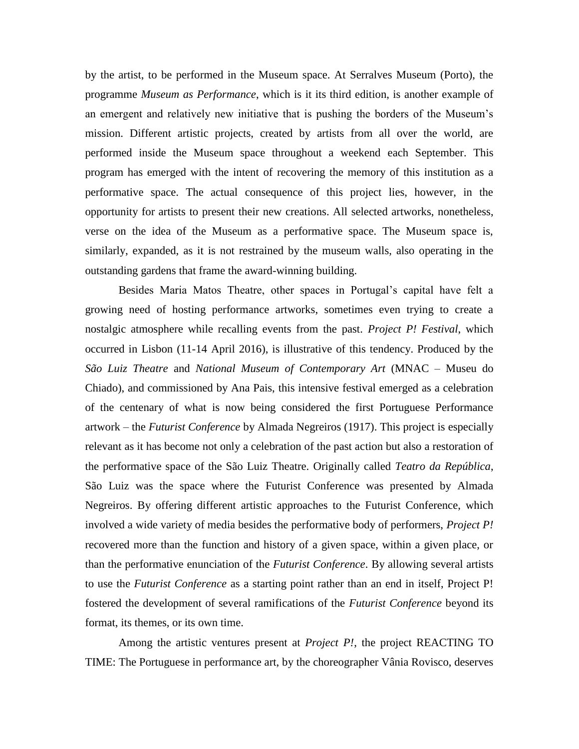by the artist, to be performed in the Museum space. At Serralves Museum (Porto), the programme *Museum as Performance*, which is it its third edition, is another example of an emergent and relatively new initiative that is pushing the borders of the Museum's mission. Different artistic projects, created by artists from all over the world, are performed inside the Museum space throughout a weekend each September. This program has emerged with the intent of recovering the memory of this institution as a performative space. The actual consequence of this project lies, however, in the opportunity for artists to present their new creations. All selected artworks, nonetheless, verse on the idea of the Museum as a performative space. The Museum space is, similarly, expanded, as it is not restrained by the museum walls, also operating in the outstanding gardens that frame the award-winning building.

Besides Maria Matos Theatre, other spaces in Portugal's capital have felt a growing need of hosting performance artworks, sometimes even trying to create a nostalgic atmosphere while recalling events from the past. *Project P! Festival*, which occurred in Lisbon (11-14 April 2016), is illustrative of this tendency. Produced by the *São Luiz Theatre* and *National Museum of Contemporary Art* (MNAC – Museu do Chiado), and commissioned by Ana Pais, this intensive festival emerged as a celebration of the centenary of what is now being considered the first Portuguese Performance artwork – the *Futurist Conference* by Almada Negreiros (1917). This project is especially relevant as it has become not only a celebration of the past action but also a restoration of the performative space of the São Luiz Theatre. Originally called *Teatro da República*, São Luiz was the space where the Futurist Conference was presented by Almada Negreiros. By offering different artistic approaches to the Futurist Conference, which involved a wide variety of media besides the performative body of performers, *Project P!* recovered more than the function and history of a given space, within a given place, or than the performative enunciation of the *Futurist Conference*. By allowing several artists to use the *Futurist Conference* as a starting point rather than an end in itself, Project P! fostered the development of several ramifications of the *Futurist Conference* beyond its format, its themes, or its own time.

Among the artistic ventures present at *Project P!*, the project REACTING TO TIME: The Portuguese in performance art, by the choreographer Vânia Rovisco, deserves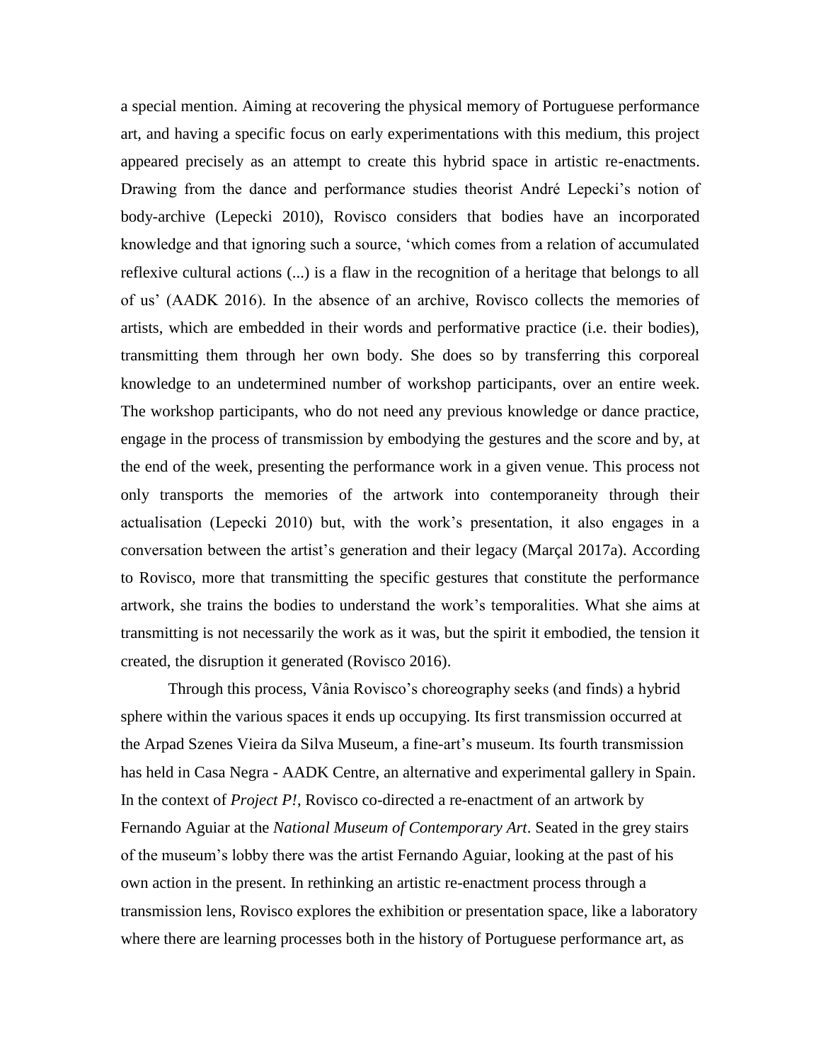a special mention. Aiming at recovering the physical memory of Portuguese performance art, and having a specific focus on early experimentations with this medium, this project appeared precisely as an attempt to create this hybrid space in artistic re-enactments. Drawing from the dance and performance studies theorist André Lepecki's notion of body-archive (Lepecki 2010), Rovisco considers that bodies have an incorporated knowledge and that ignoring such a source, 'which comes from a relation of accumulated reflexive cultural actions (...) is a flaw in the recognition of a heritage that belongs to all of us' (AADK 2016). In the absence of an archive, Rovisco collects the memories of artists, which are embedded in their words and performative practice (i.e. their bodies), transmitting them through her own body. She does so by transferring this corporeal knowledge to an undetermined number of workshop participants, over an entire week. The workshop participants, who do not need any previous knowledge or dance practice, engage in the process of transmission by embodying the gestures and the score and by, at the end of the week, presenting the performance work in a given venue. This process not only transports the memories of the artwork into contemporaneity through their actualisation (Lepecki 2010) but, with the work's presentation, it also engages in a conversation between the artist's generation and their legacy (Marçal 2017a). According to Rovisco, more that transmitting the specific gestures that constitute the performance artwork, she trains the bodies to understand the work's temporalities. What she aims at transmitting is not necessarily the work as it was, but the spirit it embodied, the tension it created, the disruption it generated (Rovisco 2016).

Through this process, Vânia Rovisco's choreography seeks (and finds) a hybrid sphere within the various spaces it ends up occupying. Its first transmission occurred at the Arpad Szenes Vieira da Silva Museum, a fine-art's museum. Its fourth transmission has held in Casa Negra - AADK Centre, an alternative and experimental gallery in Spain. In the context of *Project P!*, Rovisco co-directed a re-enactment of an artwork by Fernando Aguiar at the *National Museum of Contemporary Art*. Seated in the grey stairs of the museum's lobby there was the artist Fernando Aguiar, looking at the past of his own action in the present. In rethinking an artistic re-enactment process through a transmission lens, Rovisco explores the exhibition or presentation space, like a laboratory where there are learning processes both in the history of Portuguese performance art, as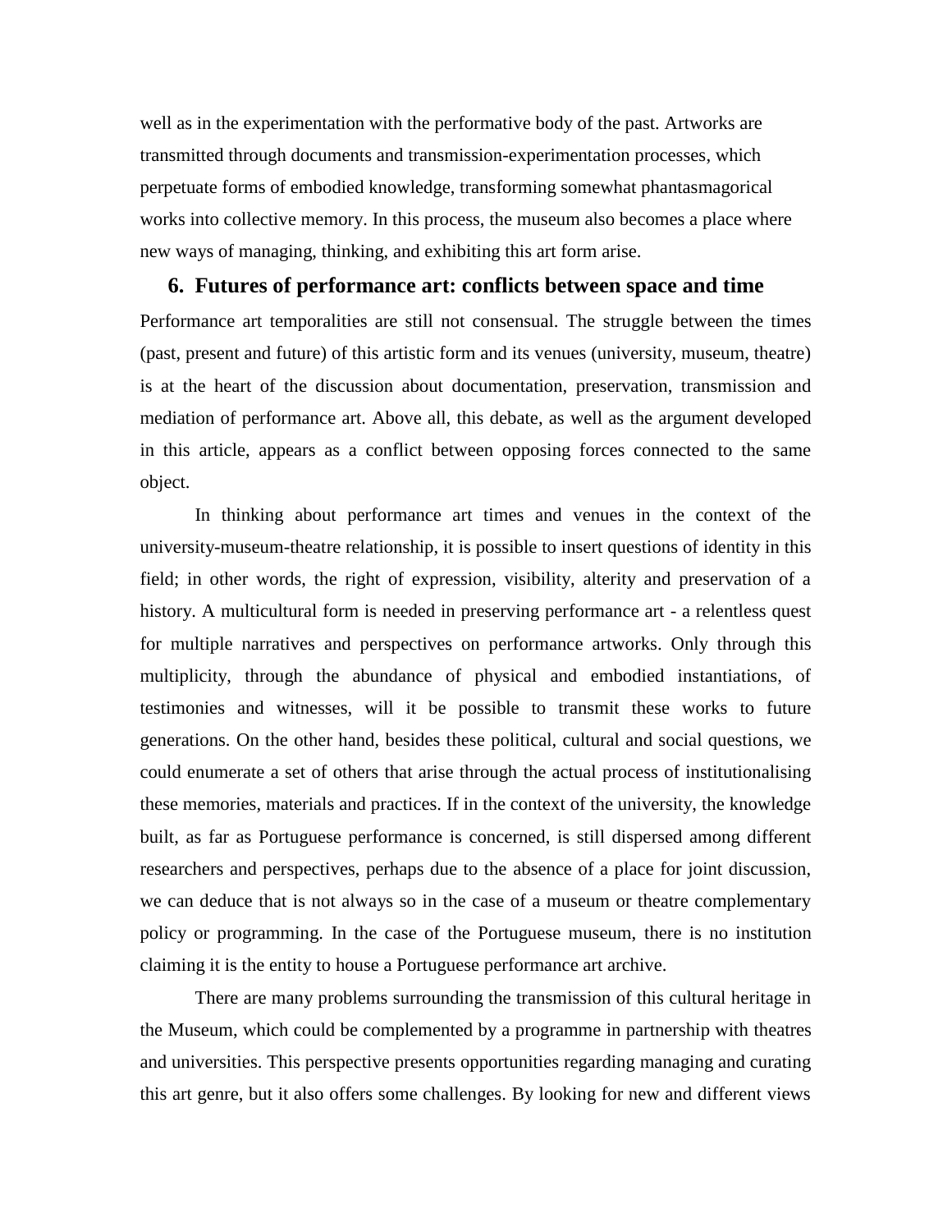well as in the experimentation with the performative body of the past. Artworks are transmitted through documents and transmission-experimentation processes, which perpetuate forms of embodied knowledge, transforming somewhat phantasmagorical works into collective memory. In this process, the museum also becomes a place where new ways of managing, thinking, and exhibiting this art form arise.

## 6. Futures of performance art: conflicts between space and time

Performance art temporalities are still not consensual. The struggle between the times (past, present and future) of this artistic form and its venues (university, museum, theatre) is at the heart of the discussion about documentation, preservation, transmission and mediation of performance art. Above all, this debate, as well as the argument developed in this article, appears as a conflict between opposing forces connected to the same object.

In thinking about performance art times and venues in the context of the university-museum-theatre relationship, it is possible to insert questions of identity in this field; in other words, the right of expression, visibility, alterity and preservation of a history. A multicultural form is needed in preserving performance art - a relentless quest for multiple narratives and perspectives on performance artworks. Only through this multiplicity, through the abundance of physical and embodied instantiations, of testimonies and witnesses, will it be possible to transmit these works to future generations. On the other hand, besides these political, cultural and social questions, we could enumerate a set of others that arise through the actual process of institutionalising these memories, materials and practices. If in the context of the university, the knowledge built, as far as Portuguese performance is concerned, is still dispersed among different researchers and perspectives, perhaps due to the absence of a place for joint discussion, we can deduce that is not always so in the case of a museum or theatre complementary policy or programming. In the case of the Portuguese museum, there is no institution claiming it is the entity to house a Portuguese performance art archive.

There are many problems surrounding the transmission of this cultural heritage in the Museum, which could be complemented by a programme in partnership with theatres and universities. This perspective presents opportunities regarding managing and curating this art genre, but it also offers some challenges. By looking for new and different views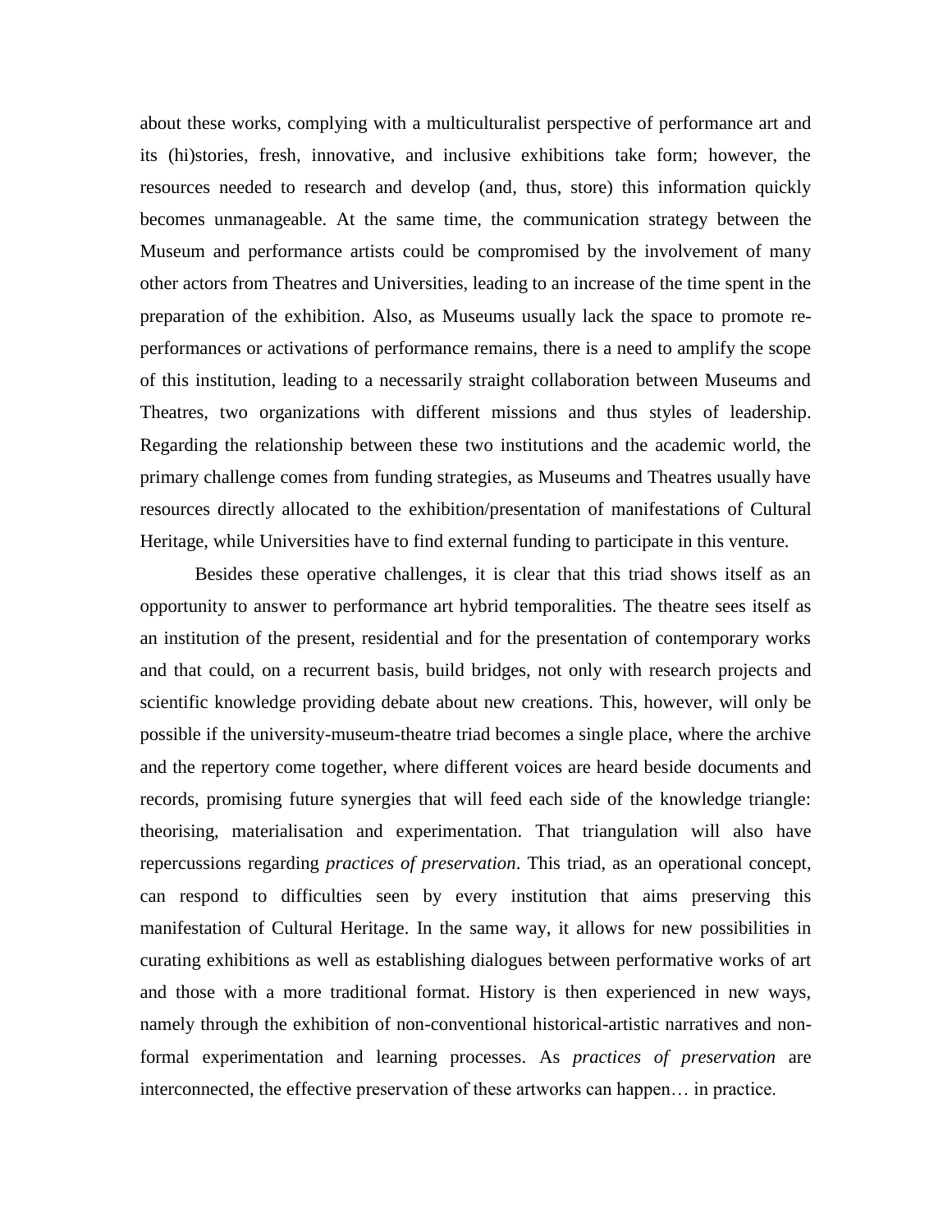about these works, complying with a multiculturalist perspective of performance art and its (hi)stories, fresh, innovative, and inclusive exhibitions take form; however, the resources needed to research and develop (and, thus, store) this information quickly becomes unmanageable. At the same time, the communication strategy between the Museum and performance artists could be compromised by the involvement of many other actors from Theatres and Universities, leading to an increase of the time spent in the preparation of the exhibition. Also, as Museums usually lack the space to promote re-performances or activations of performance remains, there is a need to amplify the scope of this institution, leading to a necessarily straight collaboration between Museums and Theatres, two organizations with different missions and thus styles of leadership. Regarding the relationship between these two institutions and the academic world, the primary challenge comes from funding strategies, as Museums and Theatres usually have resources directly allocated to the exhibition/presentation of manifestations of Cultural Heritage, while Universities have to find external funding to participate in this venture.

Besides these operative challenges, it is clear that this triad shows itself as an opportunity to answer to performance art hybrid temporalities. The theatre sees itself as an institution of the present, residential and for the presentation of contemporary works and that could, on a recurrent basis, build bridges, not only with research projects and scientific knowledge providing debate about new creations. This, however, will only be possible if the university-museum-theatre triad becomes a single place, where the archive and the repertory come together, where different voices are heard beside documents and records, promising future synergies that will feed each side of the knowledge triangle: theorising, materialisation and experimentation. That triangulation will also have repercussions regarding *practices of preservation*. This triad, as an operational concept, can respond to difficulties seen by every institution that aims preserving this manifestation of Cultural Heritage. In the same way, it allows for new possibilities in curating exhibitions as well as establishing dialogues between performative works of art and those with a more traditional format. History is then experienced in new ways, namely through the exhibition of non-conventional historical-artistic narratives and non-formal experimentation and learning processes. As *practices of preservation* are interconnected, the effective preservation of these artworks can happen… in practice.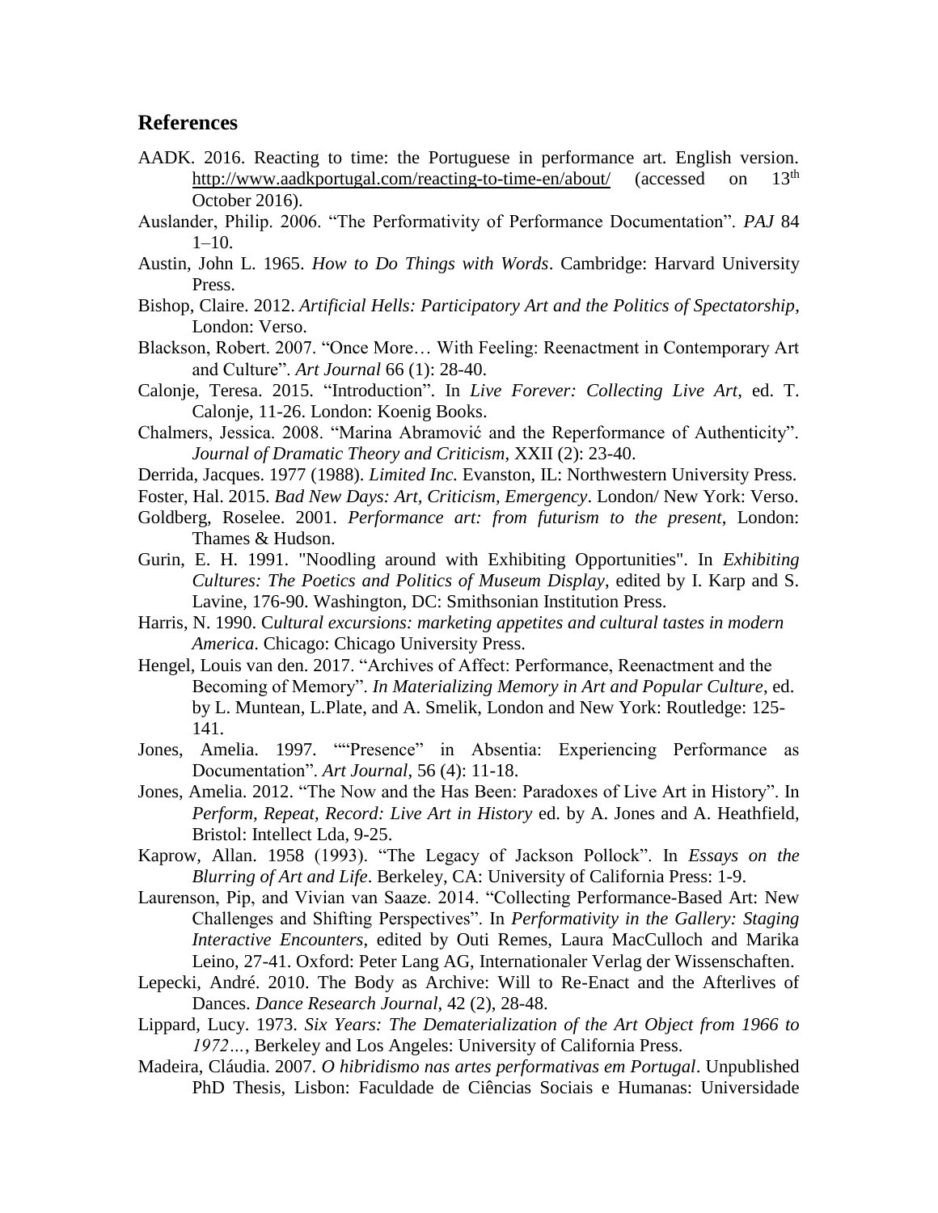## References

AADK. 2016. Reacting to time: the Portuguese in performance art. English version. http://www.aadkportugal.com/reacting-to-time-en/about/ (accessed on 13th October 2016).

Auslander, Philip. 2006. "The Performativity of Performance Documentation". *PAJ* 84 1–10.

Austin, John L. 1965. *How to Do Things with Words*. Cambridge: Harvard University Press.

Bishop, Claire. 2012. *Artificial Hells: Participatory Art and the Politics of Spectatorship*, London: Verso.

Blackson, Robert. 2007. "Once More… With Feeling: Reenactment in Contemporary Art and Culture". *Art Journal* 66 (1): 28-40.

Calonje, Teresa. 2015. "Introduction". In *Live Forever: Collecting Live Art*, ed. T. Calonje, 11-26. London: Koenig Books.

Chalmers, Jessica. 2008. "Marina Abramović and the Reperformance of Authenticity". *Journal of Dramatic Theory and Criticism*, XXII (2): 23-40.

Derrida, Jacques. 1977 (1988). *Limited Inc.* Evanston, IL: Northwestern University Press.

Foster, Hal. 2015. *Bad New Days: Art, Criticism, Emergency*. London/ New York: Verso.

Goldberg, Roselee. 2001. *Performance art: from futurism to the present*, London: Thames & Hudson.

Gurin, E. H. 1991. "Noodling around with Exhibiting Opportunities". In *Exhibiting Cultures: The Poetics and Politics of Museum Display*, edited by I. Karp and S. Lavine, 176-90. Washington, DC: Smithsonian Institution Press.

Harris, N. 1990. C*ultural excursions: marketing appetites and cultural tastes in modern America*. Chicago: Chicago University Press.

Hengel, Louis van den. 2017. "Archives of Affect: Performance, Reenactment and the Becoming of Memory". *In Materializing Memory in Art and Popular Culture*, ed. by L. Muntean, L.Plate, and A. Smelik, London and New York: Routledge: 125-141.

Jones, Amelia. 1997. ""Presence" in Absentia: Experiencing Performance as Documentation". *Art Journal*, 56 (4): 11-18.

Jones, Amelia. 2012. "The Now and the Has Been: Paradoxes of Live Art in History". In *Perform, Repeat, Record: Live Art in History* ed. by A. Jones and A. Heathfield, Bristol: Intellect Lda, 9-25.

Kaprow, Allan. 1958 (1993). "The Legacy of Jackson Pollock". In *Essays on the Blurring of Art and Life*. Berkeley, CA: University of California Press: 1-9.

Laurenson, Pip, and Vivian van Saaze. 2014. "Collecting Performance-Based Art: New Challenges and Shifting Perspectives". In *Performativity in the Gallery: Staging Interactive Encounters*, edited by Outi Remes, Laura MacCulloch and Marika Leino, 27-41. Oxford: Peter Lang AG, Internationaler Verlag der Wissenschaften.

Lepecki, André. 2010. The Body as Archive: Will to Re-Enact and the Afterlives of Dances. *Dance Research Journal*, 42 (2), 28-48.

Lippard, Lucy. 1973. *Six Years: The Dematerialization of the Art Object from 1966 to 1972…*, Berkeley and Los Angeles: University of California Press.

Madeira, Cláudia. 2007. *O hibridismo nas artes performativas em Portugal*. Unpublished PhD Thesis, Lisbon: Faculdade de Ciências Sociais e Humanas: Universidade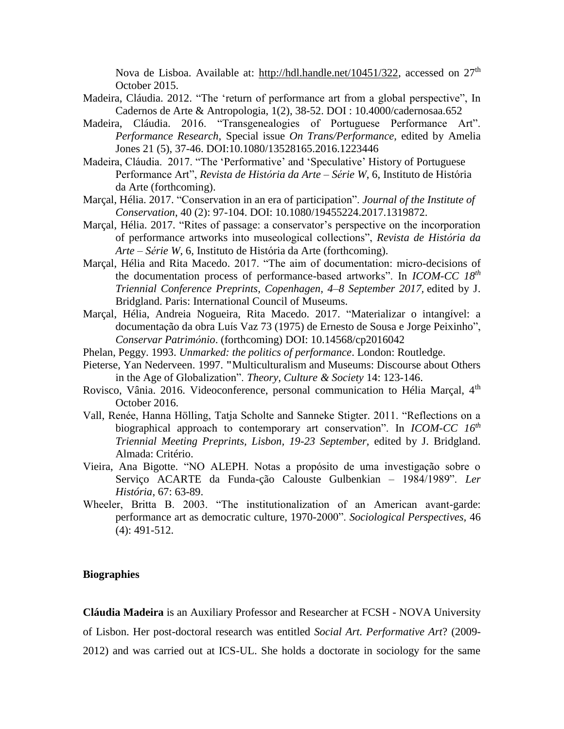Nova de Lisboa. Available at: http://hdl.handle.net/10451/322, accessed on 27th October 2015.

Madeira, Cláudia. 2012. "The 'return of performance art from a global perspective", In Cadernos de Arte & Antropologia, 1(2), 38-52. DOI : 10.4000/cadernosaa.652

Madeira, Cláudia. 2016. "Transgenealogies of Portuguese Performance Art". *Performance Research,* Special issue *On Trans/Performance,* edited by Amelia Jones 21 (5), 37-46. DOI:10.1080/13528165.2016.1223446

Madeira, Cláudia. 2017. "The 'Performative' and 'Speculative' History of Portuguese Performance Art", *Revista de História da Arte – Série W*, 6, Instituto de História da Arte (forthcoming).

Marçal, Hélia. 2017. "Conservation in an era of participation". *Journal of the Institute of Conservation*, 40 (2): 97-104. DOI: 10.1080/19455224.2017.1319872.

Marçal, Hélia. 2017. "Rites of passage: a conservator's perspective on the incorporation of performance artworks into museological collections", *Revista de História da Arte – Série W*, 6, Instituto de História da Arte (forthcoming).

Marçal, Hélia and Rita Macedo. 2017. "The aim of documentation: micro-decisions of the documentation process of performance-based artworks". In *ICOM-CC 18th Triennial Conference Preprints, Copenhagen, 4–8 September 2017,* edited by J. Bridgland. Paris: International Council of Museums.

Marçal, Hélia, Andreia Nogueira, Rita Macedo. 2017. "Materializar o intangível: a documentação da obra Luís Vaz 73 (1975) de Ernesto de Sousa e Jorge Peixinho", *Conservar Património*. (forthcoming) DOI: 10.14568/cp2016042

Phelan, Peggy. 1993. *Unmarked: the politics of performance*. London: Routledge.

Pieterse, Yan Nederveen. 1997. "Multiculturalism and Museums: Discourse about Others in the Age of Globalization". *Theory, Culture & Society* 14: 123-146.

Rovisco, Vânia. 2016. Videoconference, personal communication to Hélia Marçal, 4th October 2016.

Vall, Renée, Hanna Hölling, Tatja Scholte and Sanneke Stigter. 2011. "Reflections on a biographical approach to contemporary art conservation". In *ICOM-CC 16th Triennial Meeting Preprints, Lisbon, 19-23 September,* edited by J. Bridgland. Almada: Critério.

Vieira, Ana Bigotte. "NO ALEPH. Notas a propósito de uma investigação sobre o Serviço ACARTE da Funda-ção Calouste Gulbenkian – 1984/1989". *Ler História*, 67: 63-89.

Wheeler, Britta B. 2003. "The institutionalization of an American avant-garde: performance art as democratic culture, 1970-2000". *Sociological Perspectives,* 46 (4): 491-512.

## Biographies

**Cláudia Madeira** is an Auxiliary Professor and Researcher at FCSH - NOVA University of Lisbon. Her post-doctoral research was entitled *Social Art. Performative Art*? (2009-2012) and was carried out at ICS-UL. She holds a doctorate in sociology for the same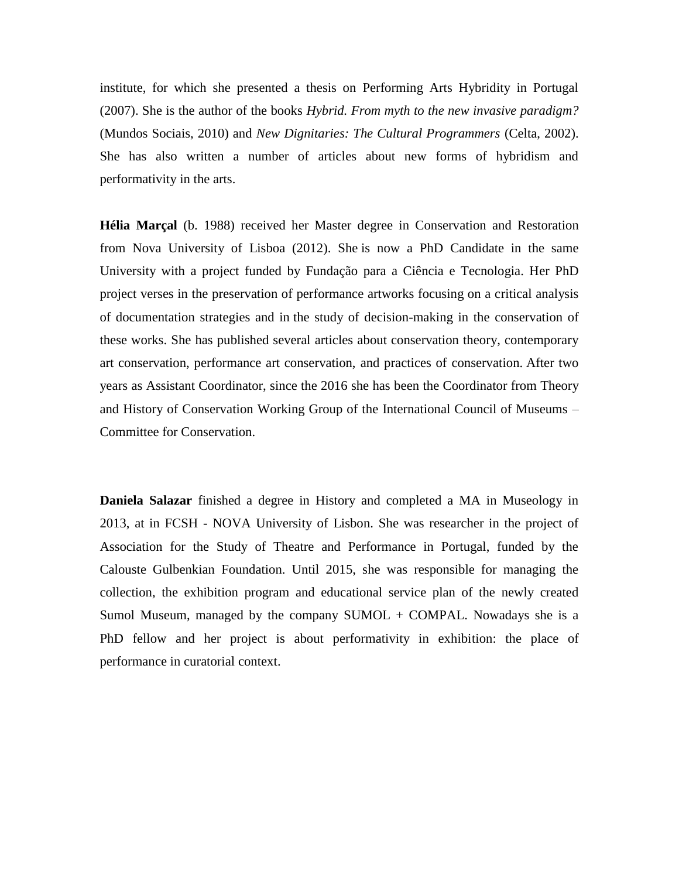institute, for which she presented a thesis on Performing Arts Hybridity in Portugal (2007). She is the author of the books *Hybrid. From myth to the new invasive paradigm?* (Mundos Sociais, 2010) and *New Dignitaries: The Cultural Programmers* (Celta, 2002). She has also written a number of articles about new forms of hybridism and performativity in the arts.

**Hélia Marçal** (b. 1988) received her Master degree in Conservation and Restoration from Nova University of Lisboa (2012). She is now a PhD Candidate in the same University with a project funded by Fundação para a Ciência e Tecnologia. Her PhD project verses in the preservation of performance artworks focusing on a critical analysis of documentation strategies and in the study of decision-making in the conservation of these works. She has published several articles about conservation theory, contemporary art conservation, performance art conservation, and practices of conservation. After two years as Assistant Coordinator, since the 2016 she has been the Coordinator from Theory and History of Conservation Working Group of the International Council of Museums – Committee for Conservation.

**Daniela Salazar** finished a degree in History and completed a MA in Museology in 2013, at in FCSH - NOVA University of Lisbon. She was researcher in the project of Association for the Study of Theatre and Performance in Portugal, funded by the Calouste Gulbenkian Foundation. Until 2015, she was responsible for managing the collection, the exhibition program and educational service plan of the newly created Sumol Museum, managed by the company SUMOL + COMPAL. Nowadays she is a PhD fellow and her project is about performativity in exhibition: the place of performance in curatorial context.